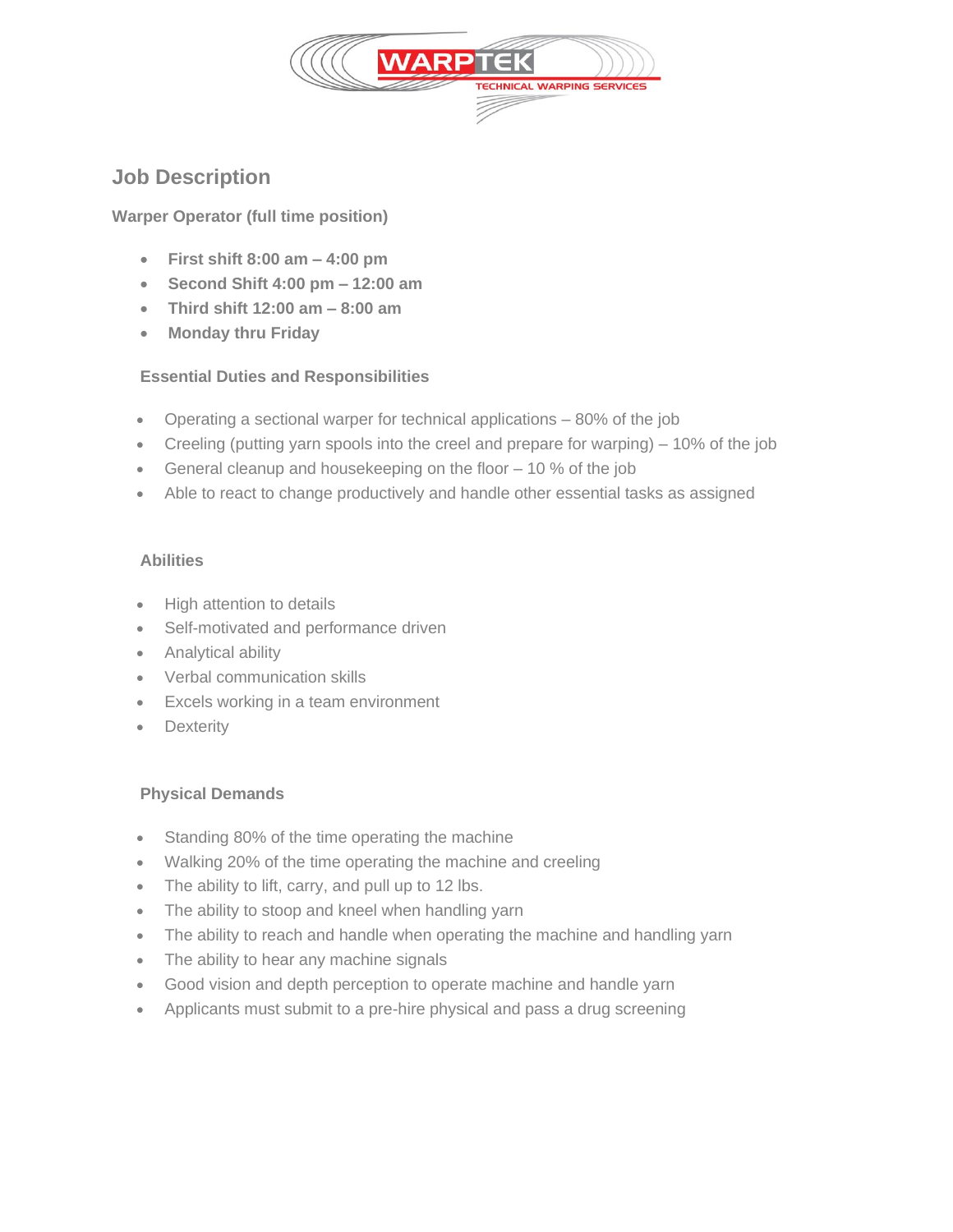WARPTEK
TECHNICAL WARPING SERVICES

# Job Description

**Warper Operator (full time position)**

- **First shift 8:00 am – 4:00 pm**
- **Second Shift 4:00 pm – 12:00 am**
- **Third shift 12:00 am – 8:00 am**
- **Monday thru Friday**

### Essential Duties and Responsibilities

- Operating a sectional warper for technical applications – 80% of the job
- Creeling (putting yarn spools into the creel and prepare for warping) – 10% of the job
- General cleanup and housekeeping on the floor – 10 % of the job
- Able to react to change productively and handle other essential tasks as assigned

### Abilities

- High attention to details
- Self-motivated and performance driven
- Analytical ability
- Verbal communication skills
- Excels working in a team environment
- Dexterity

### Physical Demands

- Standing 80% of the time operating the machine
- Walking 20% of the time operating the machine and creeling
- The ability to lift, carry, and pull up to 12 lbs.
- The ability to stoop and kneel when handling yarn
- The ability to reach and handle when operating the machine and handling yarn
- The ability to hear any machine signals
- Good vision and depth perception to operate machine and handle yarn
- Applicants must submit to a pre-hire physical and pass a drug screening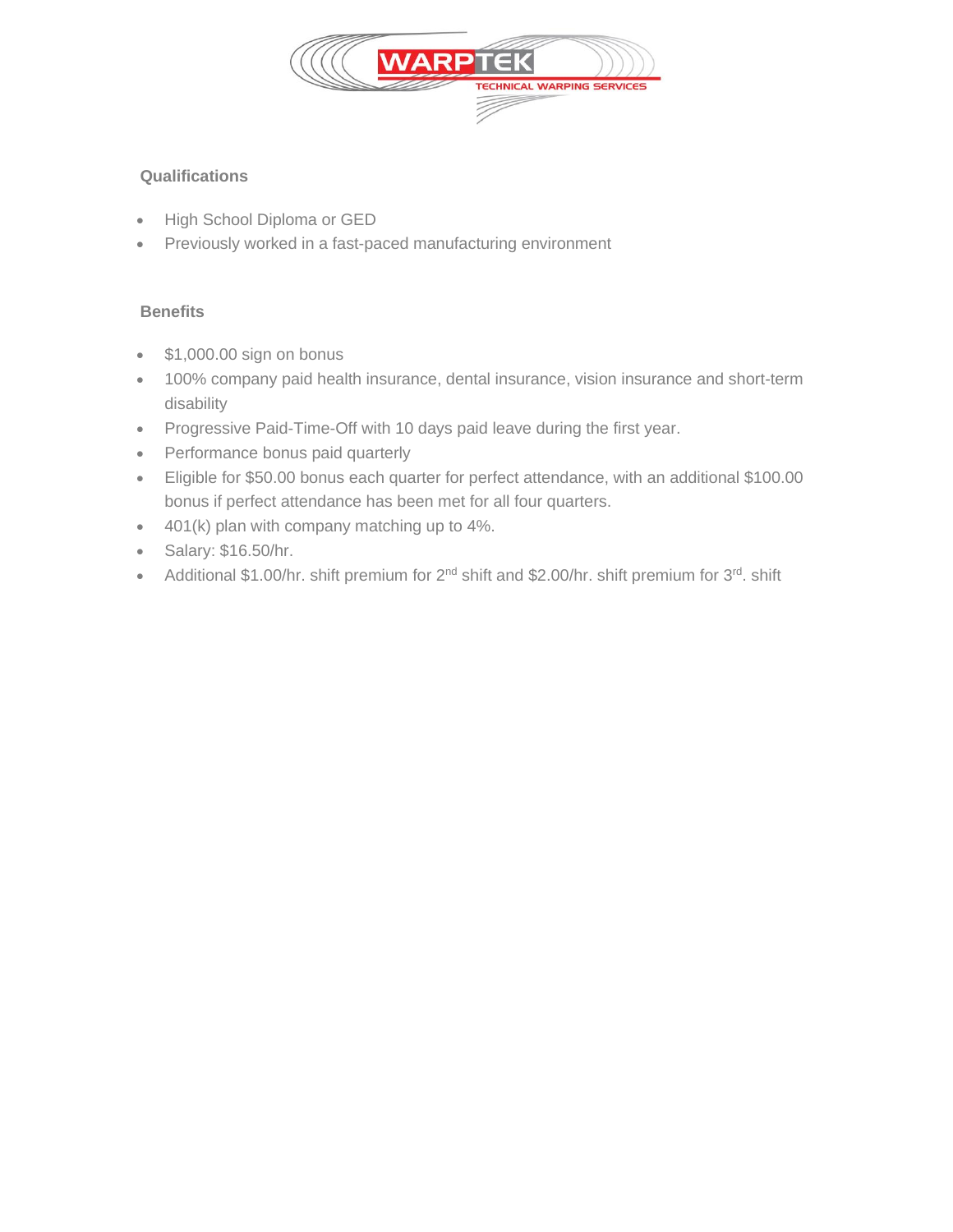### Qualifications

- High School Diploma or GED
- Previously worked in a fast-paced manufacturing environment

### Benefits

- $1,000.00 sign on bonus
- 100% company paid health insurance, dental insurance, vision insurance and short-term disability
- Progressive Paid-Time-Off with 10 days paid leave during the first year.
- Performance bonus paid quarterly
- Eligible for $50.00 bonus each quarter for perfect attendance, with an additional $100.00 bonus if perfect attendance has been met for all four quarters.
- 401(k) plan with company matching up to 4%.
- Salary: $16.50/hr.
- Additional $1.00/hr. shift premium for 2nd shift and $2.00/hr. shift premium for 3rd. shift